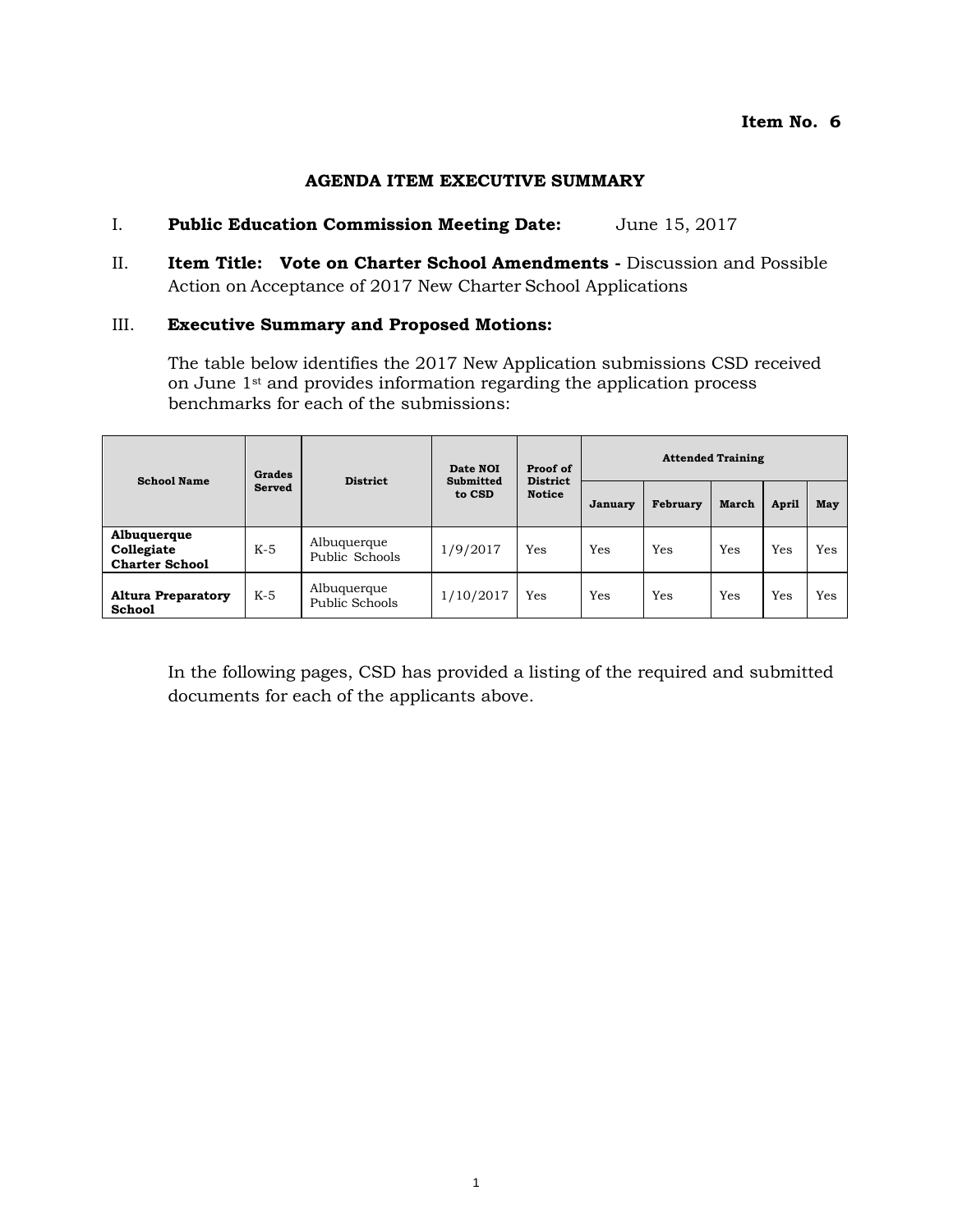**Item No. 6**

## AGENDA ITEM EXECUTIVE SUMMARY

I. **Public Education Commission Meeting Date:** June 15, 2017

II. **Item Title: Vote on Charter School Amendments -** Discussion and Possible Action on Acceptance of 2017 New Charter School Applications

III. **Executive Summary and Proposed Motions:**

The table below identifies the 2017 New Application submissions CSD received on June 1st and provides information regarding the application process benchmarks for each of the submissions:

| School Name | Grades Served | District | Date NOI Submitted to CSD | Proof of District Notice | Attended Training | | | | |
|---|---|---|---|---|---|---|---|---|---|
| | | | | | January | February | March | April | May |
| **Albuquerque Collegiate Charter School** | K-5 | Albuquerque Public Schools | 1/9/2017 | Yes | Yes | Yes | Yes | Yes | Yes |
| **Altura Preparatory School** | K-5 | Albuquerque Public Schools | 1/10/2017 | Yes | Yes | Yes | Yes | Yes | Yes |

In the following pages, CSD has provided a listing of the required and submitted documents for each of the applicants above.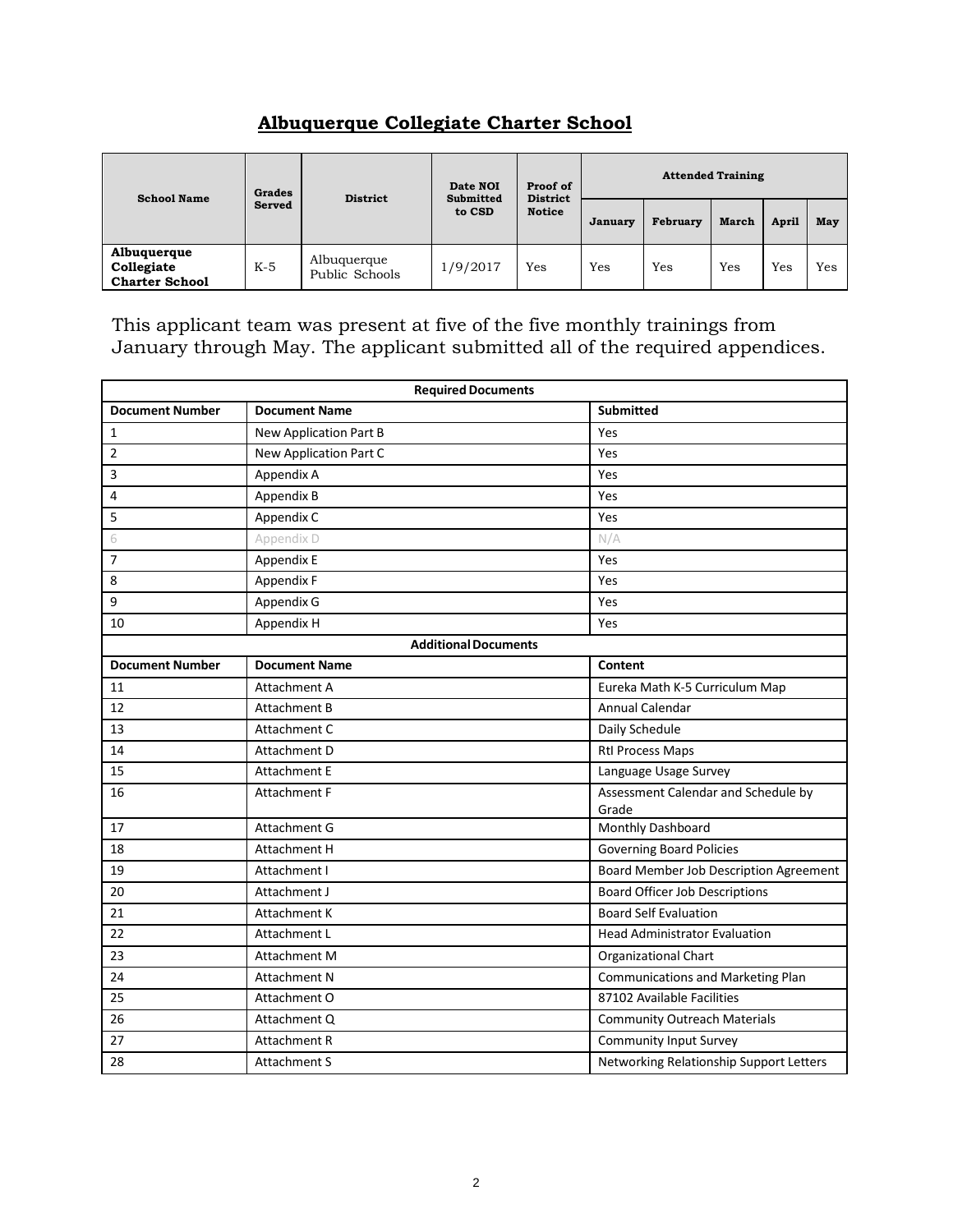# Albuquerque Collegiate Charter School

| School Name | Grades Served | District | Date NOI Submitted to CSD | Proof of District Notice | Attended Training | | | | |
|---|---|---|---|---|---|---|---|---|---|
| | | | | | January | February | March | April | May |
| **Albuquerque Collegiate Charter School** | K-5 | Albuquerque Public Schools | 1/9/2017 | Yes | Yes | Yes | Yes | Yes | Yes |

This applicant team was present at five of the five monthly trainings from January through May. The applicant submitted all of the required appendices.

| Required Documents | | |
|---|---|---|
| **Document Number** | **Document Name** | **Submitted** |
| 1 | New Application Part B | Yes |
| 2 | New Application Part C | Yes |
| 3 | Appendix A | Yes |
| 4 | Appendix B | Yes |
| 5 | Appendix C | Yes |
| 6 | Appendix D | N/A |
| 7 | Appendix E | Yes |
| 8 | Appendix F | Yes |
| 9 | Appendix G | Yes |
| 10 | Appendix H | Yes |
| **Additional Documents** | | |
| **Document Number** | **Document Name** | **Content** |
| 11 | Attachment A | Eureka Math K-5 Curriculum Map |
| 12 | Attachment B | Annual Calendar |
| 13 | Attachment C | Daily Schedule |
| 14 | Attachment D | RtI Process Maps |
| 15 | Attachment E | Language Usage Survey |
| 16 | Attachment F | Assessment Calendar and Schedule by Grade |
| 17 | Attachment G | Monthly Dashboard |
| 18 | Attachment H | Governing Board Policies |
| 19 | Attachment I | Board Member Job Description Agreement |
| 20 | Attachment J | Board Officer Job Descriptions |
| 21 | Attachment K | Board Self Evaluation |
| 22 | Attachment L | Head Administrator Evaluation |
| 23 | Attachment M | Organizational Chart |
| 24 | Attachment N | Communications and Marketing Plan |
| 25 | Attachment O | 87102 Available Facilities |
| 26 | Attachment Q | Community Outreach Materials |
| 27 | Attachment R | Community Input Survey |
| 28 | Attachment S | Networking Relationship Support Letters |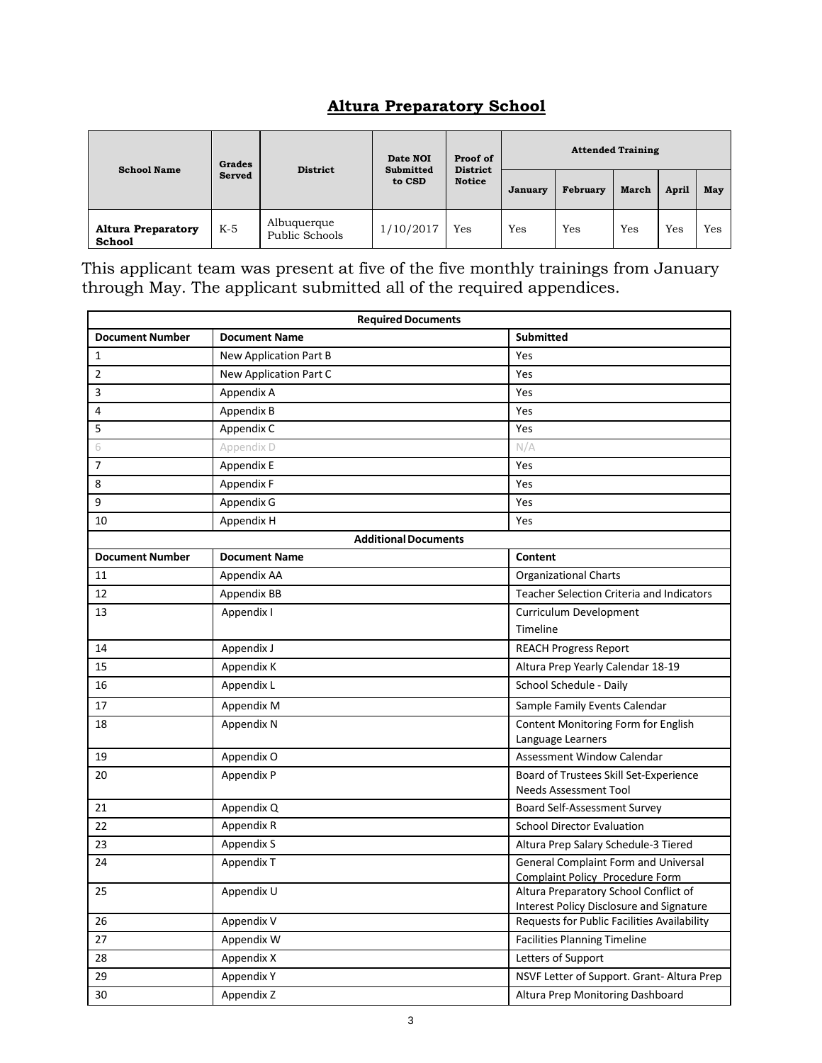# Altura Preparatory School

| School Name | Grades Served | District | Date NOI Submitted to CSD | Proof of District Notice | Attended Training | | | | |
|---|---|---|---|---|---|---|---|---|---|
| | | | | | January | February | March | April | May |
| **Altura Preparatory School** | K-5 | Albuquerque Public Schools | 1/10/2017 | Yes | Yes | Yes | Yes | Yes | Yes |

This applicant team was present at five of the five monthly trainings from January through May. The applicant submitted all of the required appendices.

| Required Documents | | |
|---|---|---|
| **Document Number** | **Document Name** | **Submitted** |
| 1 | New Application Part B | Yes |
| 2 | New Application Part C | Yes |
| 3 | Appendix A | Yes |
| 4 | Appendix B | Yes |
| 5 | Appendix C | Yes |
| 6 | Appendix D | N/A |
| 7 | Appendix E | Yes |
| 8 | Appendix F | Yes |
| 9 | Appendix G | Yes |
| 10 | Appendix H | Yes |
| **Additional Documents** | | |
| **Document Number** | **Document Name** | **Content** |
| 11 | Appendix AA | Organizational Charts |
| 12 | Appendix BB | Teacher Selection Criteria and Indicators |
| 13 | Appendix I | Curriculum Development Timeline |
| 14 | Appendix J | REACH Progress Report |
| 15 | Appendix K | Altura Prep Yearly Calendar 18-19 |
| 16 | Appendix L | School Schedule - Daily |
| 17 | Appendix M | Sample Family Events Calendar |
| 18 | Appendix N | Content Monitoring Form for English Language Learners |
| 19 | Appendix O | Assessment Window Calendar |
| 20 | Appendix P | Board of Trustees Skill Set-Experience Needs Assessment Tool |
| 21 | Appendix Q | Board Self-Assessment Survey |
| 22 | Appendix R | School Director Evaluation |
| 23 | Appendix S | Altura Prep Salary Schedule-3 Tiered |
| 24 | Appendix T | General Complaint Form and Universal Complaint Policy Procedure Form |
| 25 | Appendix U | Altura Preparatory School Conflict of Interest Policy Disclosure and Signature |
| 26 | Appendix V | Requests for Public Facilities Availability |
| 27 | Appendix W | Facilities Planning Timeline |
| 28 | Appendix X | Letters of Support |
| 29 | Appendix Y | NSVF Letter of Support. Grant- Altura Prep |
| 30 | Appendix Z | Altura Prep Monitoring Dashboard |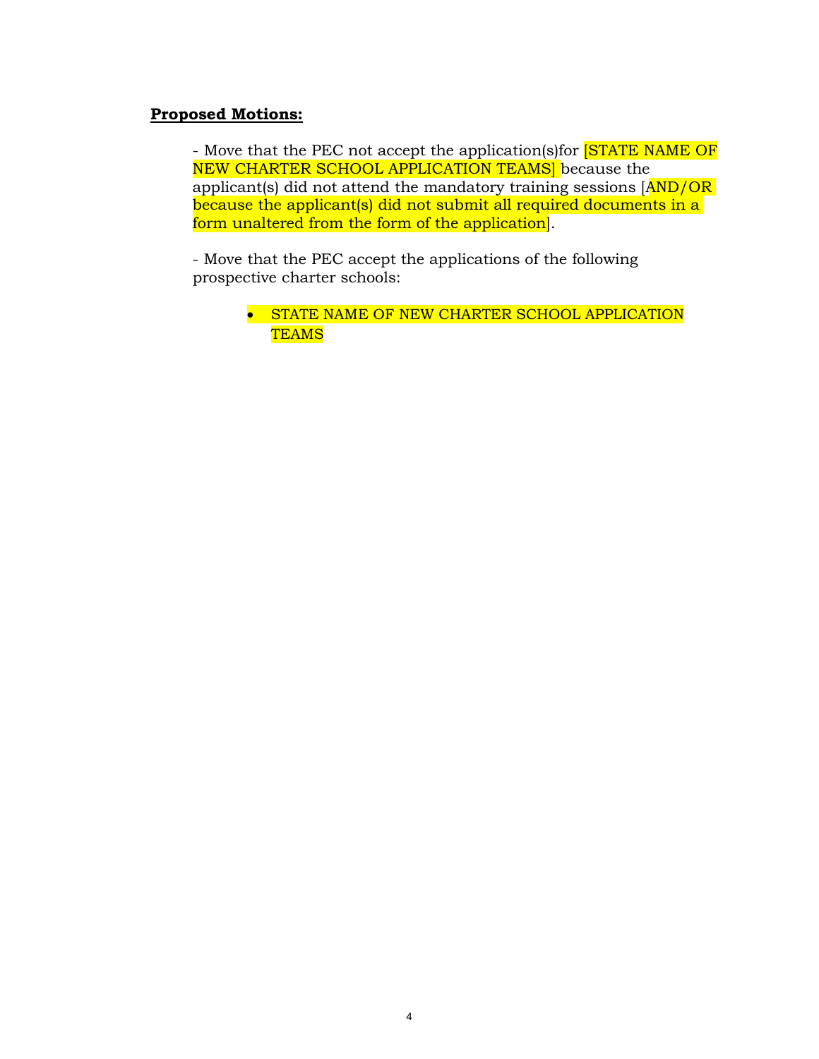**Proposed Motions:**

- Move that the PEC not accept the application(s)for [STATE NAME OF NEW CHARTER SCHOOL APPLICATION TEAMS] because the applicant(s) did not attend the mandatory training sessions [AND/OR because the applicant(s) did not submit all required documents in a form unaltered from the form of the application].

- Move that the PEC accept the applications of the following prospective charter schools:

  - STATE NAME OF NEW CHARTER SCHOOL APPLICATION TEAMS